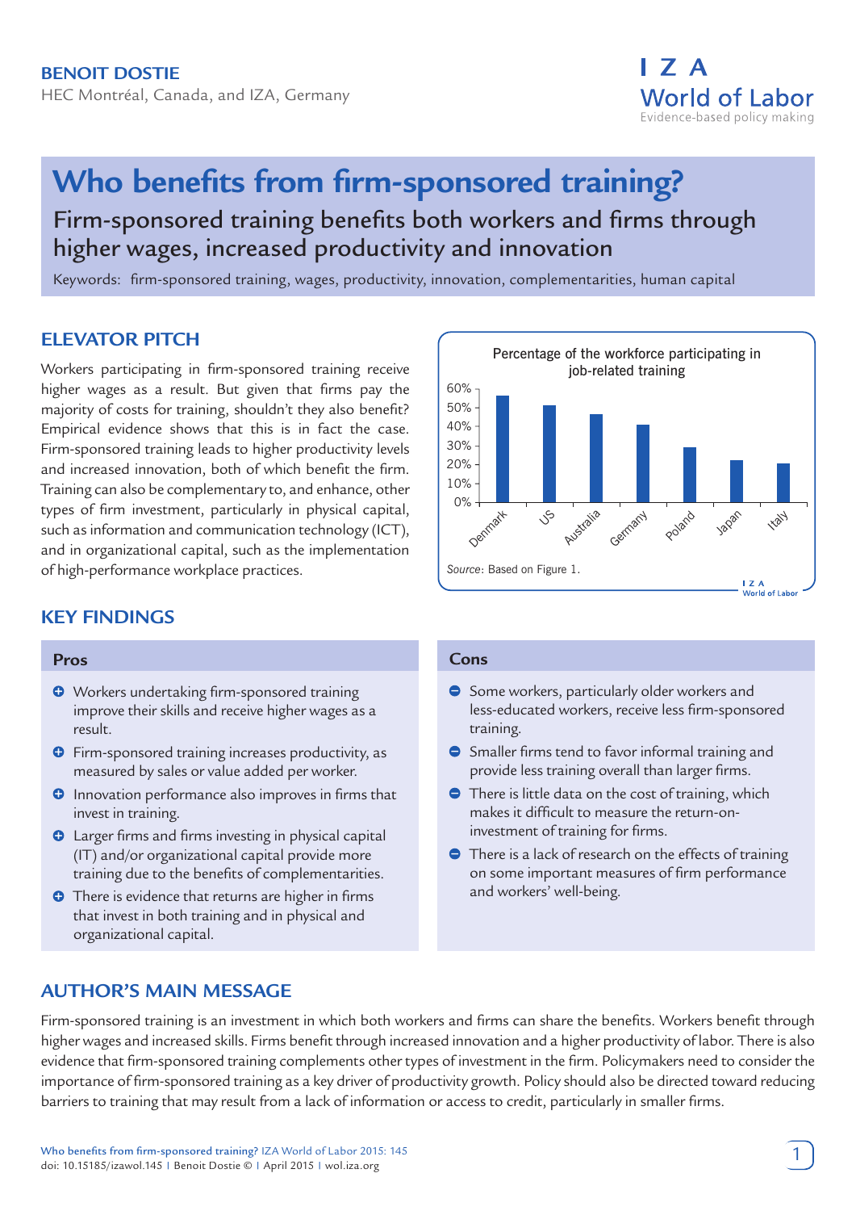**BENOIT DOSTIE**

HEC Montréal, Canada, and IZA, Germany

# Who benefits from firm-sponsored training?

## Firm-sponsored training benefits both workers and firms through higher wages, increased productivity and innovation

Keywords: firm-sponsored training, wages, productivity, innovation, complementarities, human capital

## ELEVATOR PITCH

Workers participating in firm-sponsored training receive higher wages as a result. But given that firms pay the majority of costs for training, shouldn't they also benefit? Empirical evidence shows that this is in fact the case. Firm-sponsored training leads to higher productivity levels and increased innovation, both of which benefit the firm. Training can also be complementary to, and enhance, other types of firm investment, particularly in physical capital, such as information and communication technology (ICT), and in organizational capital, such as the implementation of high-performance workplace practices.

Percentage of the workforce participating in job-related training

*Source*: Based on Figure 1.

## KEY FINDINGS

### Pros

- Workers undertaking firm-sponsored training improve their skills and receive higher wages as a result.
- Firm-sponsored training increases productivity, as measured by sales or value added per worker.
- Innovation performance also improves in firms that invest in training.
- Larger firms and firms investing in physical capital (IT) and/or organizational capital provide more training due to the benefits of complementarities.
- There is evidence that returns are higher in firms that invest in both training and in physical and organizational capital.

### Cons

- Some workers, particularly older workers and less-educated workers, receive less firm-sponsored training.
- Smaller firms tend to favor informal training and provide less training overall than larger firms.
- There is little data on the cost of training, which makes it difficult to measure the return-on-investment of training for firms.
- There is a lack of research on the effects of training on some important measures of firm performance and workers' well-being.

## AUTHOR'S MAIN MESSAGE

Firm-sponsored training is an investment in which both workers and firms can share the benefits. Workers benefit through higher wages and increased skills. Firms benefit through increased innovation and a higher productivity of labor. There is also evidence that firm-sponsored training complements other types of investment in the firm. Policymakers need to consider the importance of firm-sponsored training as a key driver of productivity growth. Policy should also be directed toward reducing barriers to training that may result from a lack of information or access to credit, particularly in smaller firms.

Who benefits from firm-sponsored training? IZA World of Labor 2015: 145
doi: 10.15185/izawol.145 | Benoit Dostie © | April 2015 | wol.iza.org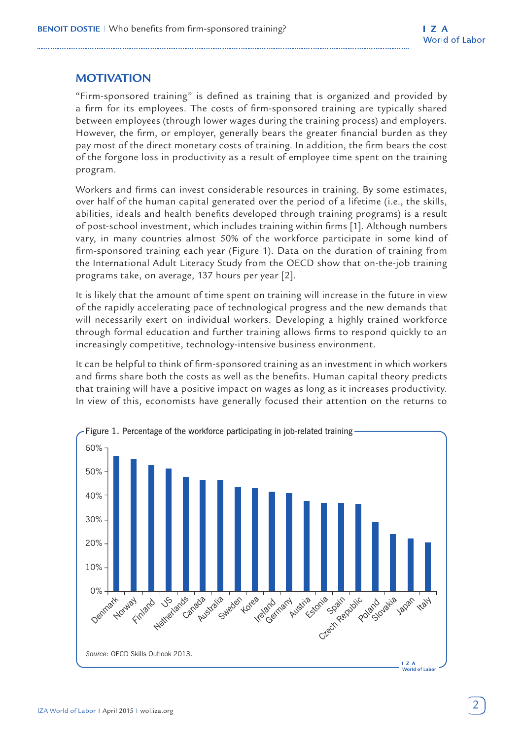## MOTIVATION

"Firm-sponsored training" is defined as training that is organized and provided by a firm for its employees. The costs of firm-sponsored training are typically shared between employees (through lower wages during the training process) and employers. However, the firm, or employer, generally bears the greater financial burden as they pay most of the direct monetary costs of training. In addition, the firm bears the cost of the forgone loss in productivity as a result of employee time spent on the training program.

Workers and firms can invest considerable resources in training. By some estimates, over half of the human capital generated over the period of a lifetime (i.e., the skills, abilities, ideals and health benefits developed through training programs) is a result of post-school investment, which includes training within firms [1]. Although numbers vary, in many countries almost 50% of the workforce participate in some kind of firm-sponsored training each year (Figure 1). Data on the duration of training from the International Adult Literacy Study from the OECD show that on-the-job training programs take, on average, 137 hours per year [2].

It is likely that the amount of time spent on training will increase in the future in view of the rapidly accelerating pace of technological progress and the new demands that will necessarily exert on individual workers. Developing a highly trained workforce through formal education and further training allows firms to respond quickly to an increasingly competitive, technology-intensive business environment.

It can be helpful to think of firm-sponsored training as an investment in which workers and firms share both the costs as well as the benefits. Human capital theory predicts that training will have a positive impact on wages as long as it increases productivity. In view of this, economists have generally focused their attention on the returns to

Figure 1. Percentage of the workforce participating in job-related training

Source: OECD Skills Outlook 2013.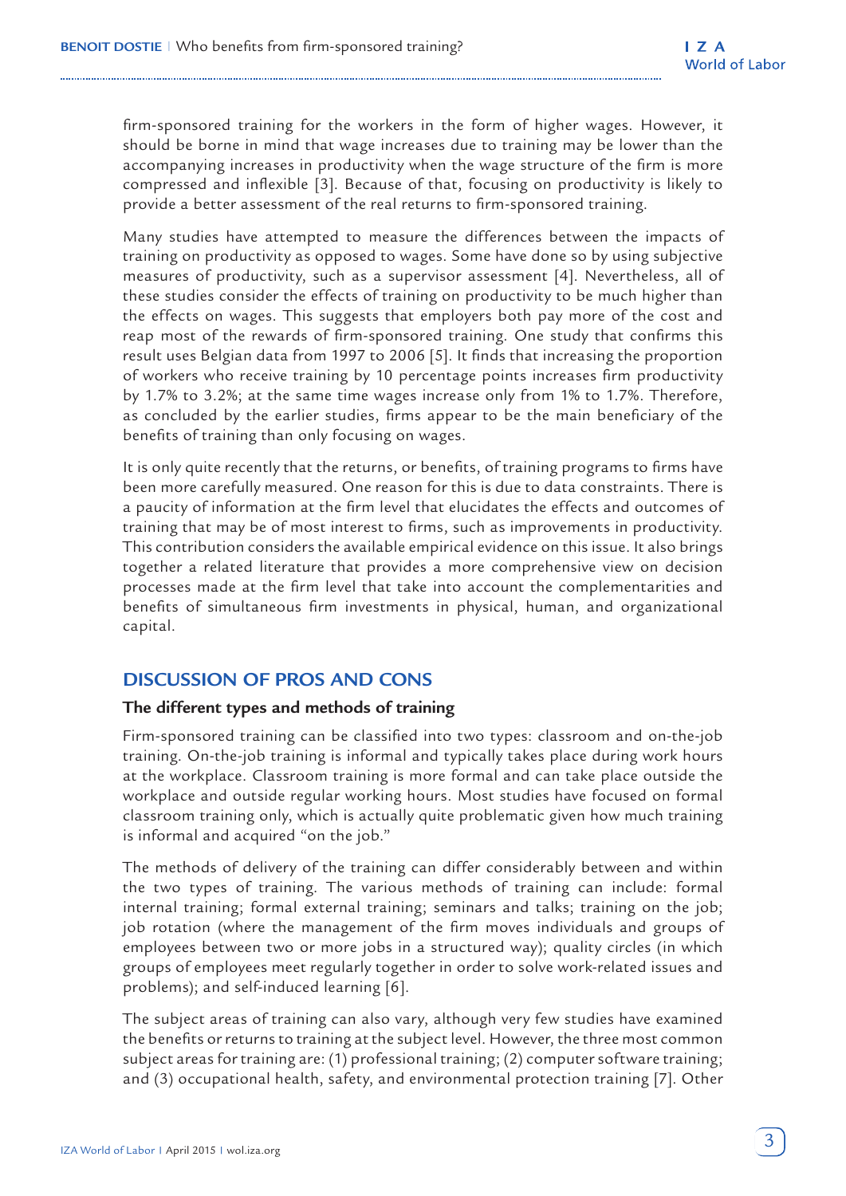firm-sponsored training for the workers in the form of higher wages. However, it should be borne in mind that wage increases due to training may be lower than the accompanying increases in productivity when the wage structure of the firm is more compressed and inflexible [3]. Because of that, focusing on productivity is likely to provide a better assessment of the real returns to firm-sponsored training.

Many studies have attempted to measure the differences between the impacts of training on productivity as opposed to wages. Some have done so by using subjective measures of productivity, such as a supervisor assessment [4]. Nevertheless, all of these studies consider the effects of training on productivity to be much higher than the effects on wages. This suggests that employers both pay more of the cost and reap most of the rewards of firm-sponsored training. One study that confirms this result uses Belgian data from 1997 to 2006 [5]. It finds that increasing the proportion of workers who receive training by 10 percentage points increases firm productivity by 1.7% to 3.2%; at the same time wages increase only from 1% to 1.7%. Therefore, as concluded by the earlier studies, firms appear to be the main beneficiary of the benefits of training than only focusing on wages.

It is only quite recently that the returns, or benefits, of training programs to firms have been more carefully measured. One reason for this is due to data constraints. There is a paucity of information at the firm level that elucidates the effects and outcomes of training that may be of most interest to firms, such as improvements in productivity. This contribution considers the available empirical evidence on this issue. It also brings together a related literature that provides a more comprehensive view on decision processes made at the firm level that take into account the complementarities and benefits of simultaneous firm investments in physical, human, and organizational capital.

## DISCUSSION OF PROS AND CONS

### The different types and methods of training

Firm-sponsored training can be classified into two types: classroom and on-the-job training. On-the-job training is informal and typically takes place during work hours at the workplace. Classroom training is more formal and can take place outside the workplace and outside regular working hours. Most studies have focused on formal classroom training only, which is actually quite problematic given how much training is informal and acquired "on the job."

The methods of delivery of the training can differ considerably between and within the two types of training. The various methods of training can include: formal internal training; formal external training; seminars and talks; training on the job; job rotation (where the management of the firm moves individuals and groups of employees between two or more jobs in a structured way); quality circles (in which groups of employees meet regularly together in order to solve work-related issues and problems); and self-induced learning [6].

The subject areas of training can also vary, although very few studies have examined the benefits or returns to training at the subject level. However, the three most common subject areas for training are: (1) professional training; (2) computer software training; and (3) occupational health, safety, and environmental protection training [7]. Other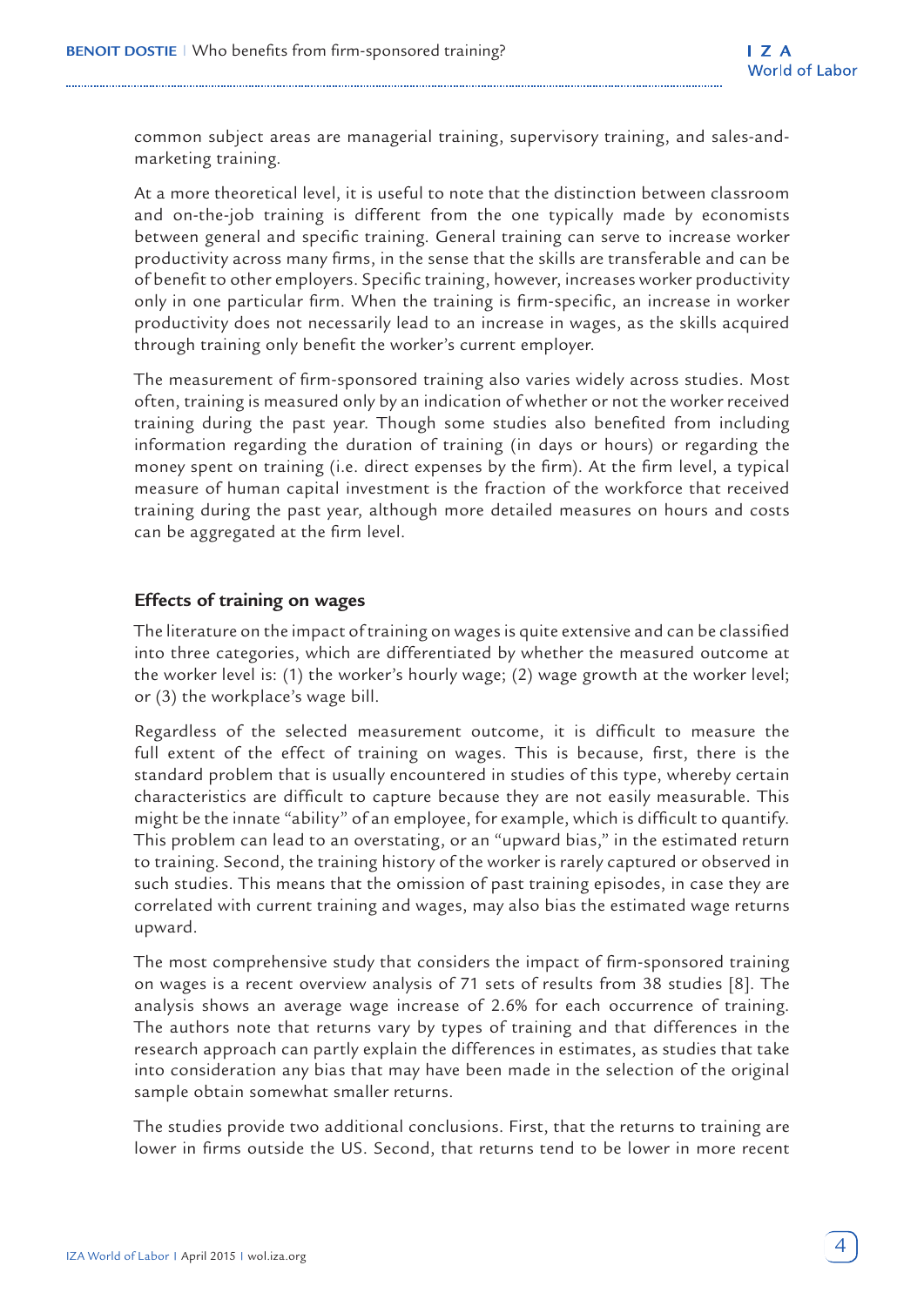common subject areas are managerial training, supervisory training, and sales-and-marketing training.

At a more theoretical level, it is useful to note that the distinction between classroom and on-the-job training is different from the one typically made by economists between general and specific training. General training can serve to increase worker productivity across many firms, in the sense that the skills are transferable and can be of benefit to other employers. Specific training, however, increases worker productivity only in one particular firm. When the training is firm-specific, an increase in worker productivity does not necessarily lead to an increase in wages, as the skills acquired through training only benefit the worker's current employer.

The measurement of firm-sponsored training also varies widely across studies. Most often, training is measured only by an indication of whether or not the worker received training during the past year. Though some studies also benefited from including information regarding the duration of training (in days or hours) or regarding the money spent on training (i.e. direct expenses by the firm). At the firm level, a typical measure of human capital investment is the fraction of the workforce that received training during the past year, although more detailed measures on hours and costs can be aggregated at the firm level.

## Effects of training on wages

The literature on the impact of training on wages is quite extensive and can be classified into three categories, which are differentiated by whether the measured outcome at the worker level is: (1) the worker's hourly wage; (2) wage growth at the worker level; or (3) the workplace's wage bill.

Regardless of the selected measurement outcome, it is difficult to measure the full extent of the effect of training on wages. This is because, first, there is the standard problem that is usually encountered in studies of this type, whereby certain characteristics are difficult to capture because they are not easily measurable. This might be the innate "ability" of an employee, for example, which is difficult to quantify. This problem can lead to an overstating, or an "upward bias," in the estimated return to training. Second, the training history of the worker is rarely captured or observed in such studies. This means that the omission of past training episodes, in case they are correlated with current training and wages, may also bias the estimated wage returns upward.

The most comprehensive study that considers the impact of firm-sponsored training on wages is a recent overview analysis of 71 sets of results from 38 studies [8]. The analysis shows an average wage increase of 2.6% for each occurrence of training. The authors note that returns vary by types of training and that differences in the research approach can partly explain the differences in estimates, as studies that take into consideration any bias that may have been made in the selection of the original sample obtain somewhat smaller returns.

The studies provide two additional conclusions. First, that the returns to training are lower in firms outside the US. Second, that returns tend to be lower in more recent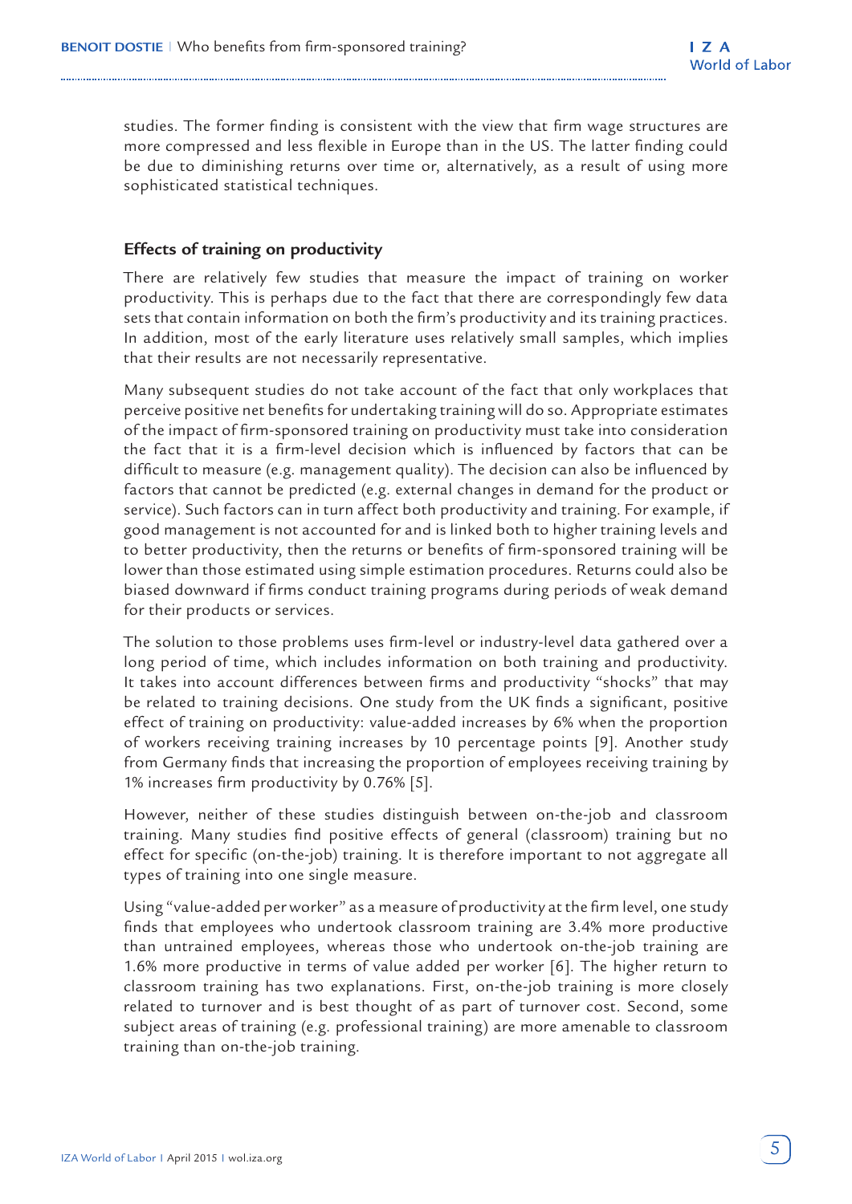studies. The former finding is consistent with the view that firm wage structures are more compressed and less flexible in Europe than in the US. The latter finding could be due to diminishing returns over time or, alternatively, as a result of using more sophisticated statistical techniques.

### Effects of training on productivity

There are relatively few studies that measure the impact of training on worker productivity. This is perhaps due to the fact that there are correspondingly few data sets that contain information on both the firm's productivity and its training practices. In addition, most of the early literature uses relatively small samples, which implies that their results are not necessarily representative.

Many subsequent studies do not take account of the fact that only workplaces that perceive positive net benefits for undertaking training will do so. Appropriate estimates of the impact of firm-sponsored training on productivity must take into consideration the fact that it is a firm-level decision which is influenced by factors that can be difficult to measure (e.g. management quality). The decision can also be influenced by factors that cannot be predicted (e.g. external changes in demand for the product or service). Such factors can in turn affect both productivity and training. For example, if good management is not accounted for and is linked both to higher training levels and to better productivity, then the returns or benefits of firm-sponsored training will be lower than those estimated using simple estimation procedures. Returns could also be biased downward if firms conduct training programs during periods of weak demand for their products or services.

The solution to those problems uses firm-level or industry-level data gathered over a long period of time, which includes information on both training and productivity. It takes into account differences between firms and productivity "shocks" that may be related to training decisions. One study from the UK finds a significant, positive effect of training on productivity: value-added increases by 6% when the proportion of workers receiving training increases by 10 percentage points [9]. Another study from Germany finds that increasing the proportion of employees receiving training by 1% increases firm productivity by 0.76% [5].

However, neither of these studies distinguish between on-the-job and classroom training. Many studies find positive effects of general (classroom) training but no effect for specific (on-the-job) training. It is therefore important to not aggregate all types of training into one single measure.

Using "value-added per worker" as a measure of productivity at the firm level, one study finds that employees who undertook classroom training are 3.4% more productive than untrained employees, whereas those who undertook on-the-job training are 1.6% more productive in terms of value added per worker [6]. The higher return to classroom training has two explanations. First, on-the-job training is more closely related to turnover and is best thought of as part of turnover cost. Second, some subject areas of training (e.g. professional training) are more amenable to classroom training than on-the-job training.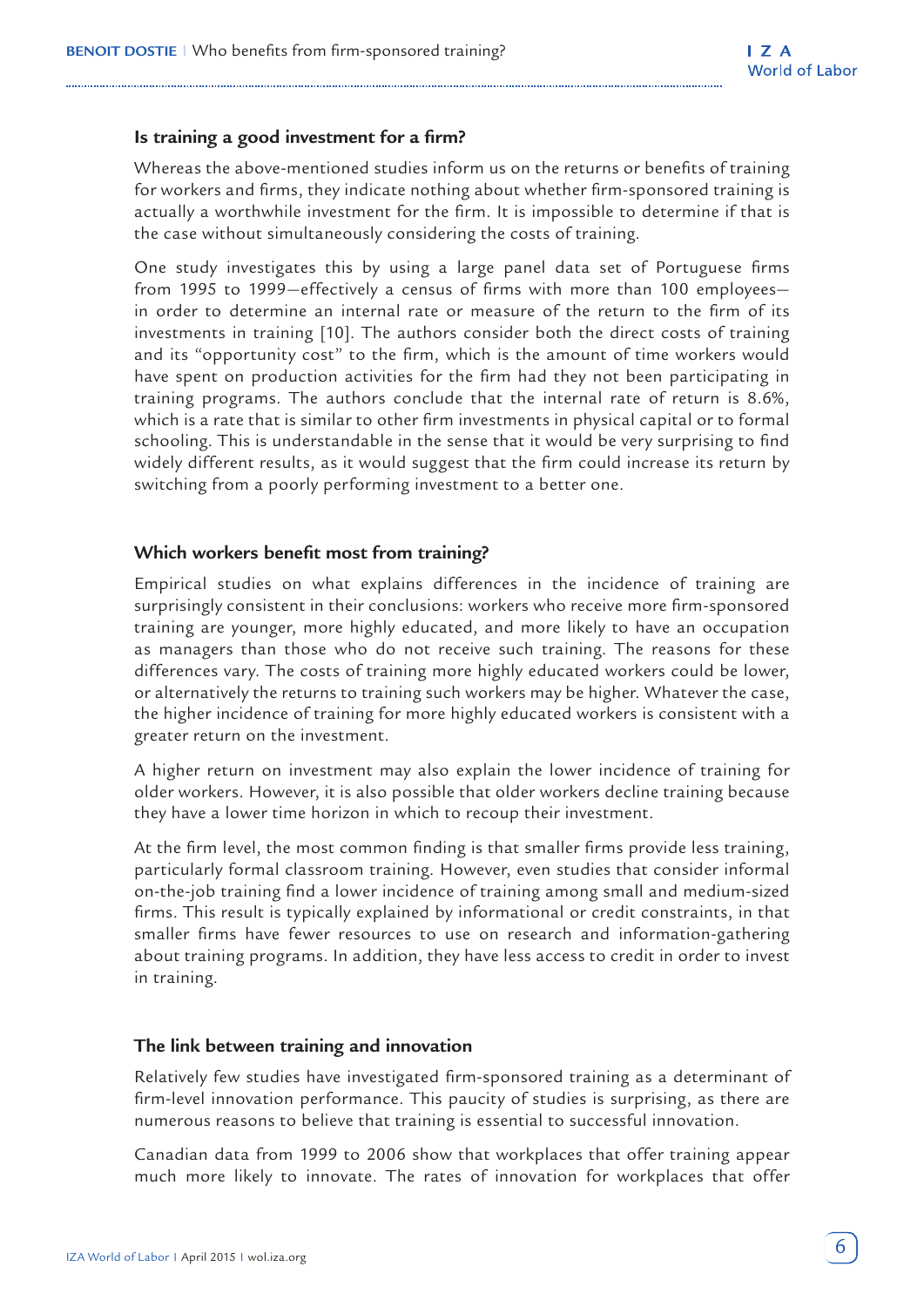### Is training a good investment for a firm?

Whereas the above-mentioned studies inform us on the returns or benefits of training for workers and firms, they indicate nothing about whether firm-sponsored training is actually a worthwhile investment for the firm. It is impossible to determine if that is the case without simultaneously considering the costs of training.

One study investigates this by using a large panel data set of Portuguese firms from 1995 to 1999—effectively a census of firms with more than 100 employees—in order to determine an internal rate or measure of the return to the firm of its investments in training [10]. The authors consider both the direct costs of training and its "opportunity cost" to the firm, which is the amount of time workers would have spent on production activities for the firm had they not been participating in training programs. The authors conclude that the internal rate of return is 8.6%, which is a rate that is similar to other firm investments in physical capital or to formal schooling. This is understandable in the sense that it would be very surprising to find widely different results, as it would suggest that the firm could increase its return by switching from a poorly performing investment to a better one.

### Which workers benefit most from training?

Empirical studies on what explains differences in the incidence of training are surprisingly consistent in their conclusions: workers who receive more firm-sponsored training are younger, more highly educated, and more likely to have an occupation as managers than those who do not receive such training. The reasons for these differences vary. The costs of training more highly educated workers could be lower, or alternatively the returns to training such workers may be higher. Whatever the case, the higher incidence of training for more highly educated workers is consistent with a greater return on the investment.

A higher return on investment may also explain the lower incidence of training for older workers. However, it is also possible that older workers decline training because they have a lower time horizon in which to recoup their investment.

At the firm level, the most common finding is that smaller firms provide less training, particularly formal classroom training. However, even studies that consider informal on-the-job training find a lower incidence of training among small and medium-sized firms. This result is typically explained by informational or credit constraints, in that smaller firms have fewer resources to use on research and information-gathering about training programs. In addition, they have less access to credit in order to invest in training.

### The link between training and innovation

Relatively few studies have investigated firm-sponsored training as a determinant of firm-level innovation performance. This paucity of studies is surprising, as there are numerous reasons to believe that training is essential to successful innovation.

Canadian data from 1999 to 2006 show that workplaces that offer training appear much more likely to innovate. The rates of innovation for workplaces that offer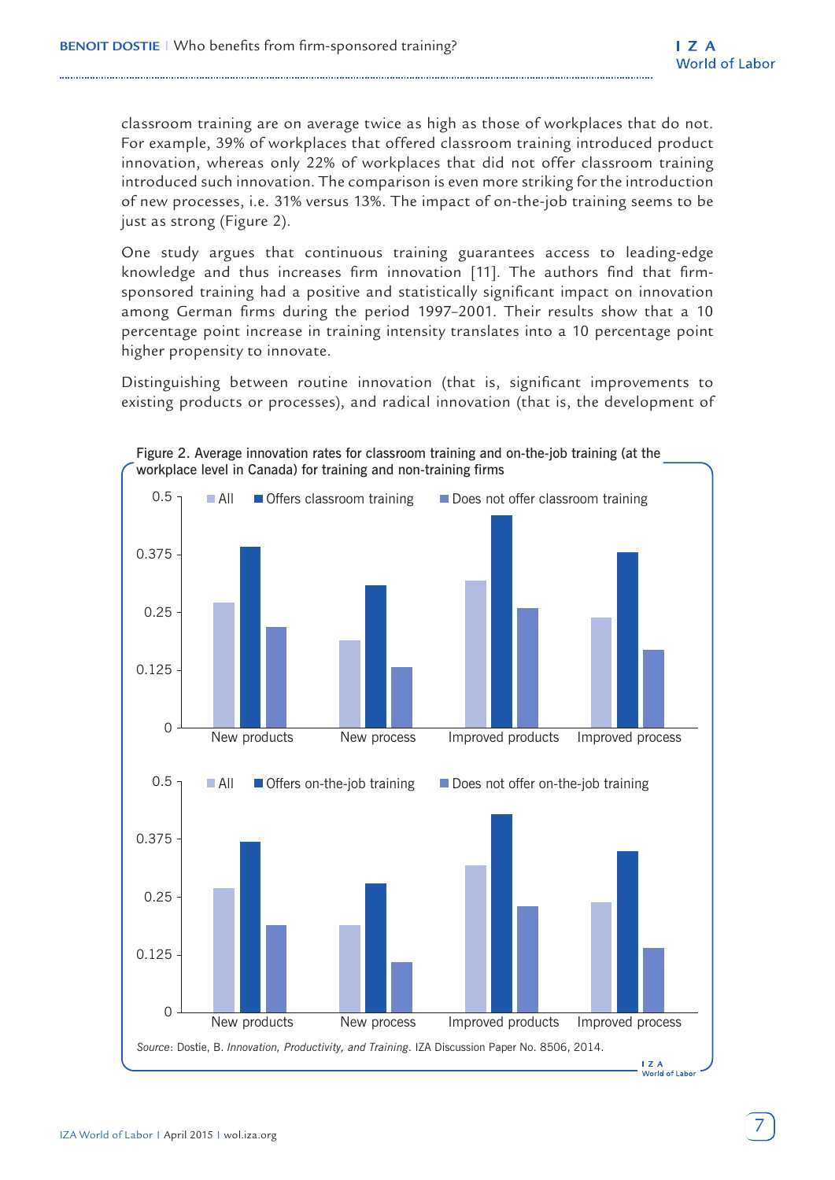classroom training are on average twice as high as those of workplaces that do not. For example, 39% of workplaces that offered classroom training introduced product innovation, whereas only 22% of workplaces that did not offer classroom training introduced such innovation. The comparison is even more striking for the introduction of new processes, i.e. 31% versus 13%. The impact of on-the-job training seems to be just as strong (Figure 2).

One study argues that continuous training guarantees access to leading-edge knowledge and thus increases firm innovation [11]. The authors find that firm-sponsored training had a positive and statistically significant impact on innovation among German firms during the period 1997–2001. Their results show that a 10 percentage point increase in training intensity translates into a 10 percentage point higher propensity to innovate.

Distinguishing between routine innovation (that is, significant improvements to existing products or processes), and radical innovation (that is, the development of

Figure 2. Average innovation rates for classroom training and on-the-job training (at the workplace level in Canada) for training and non-training firms

*Source*: Dostie, B. *Innovation, Productivity, and Training*. IZA Discussion Paper No. 8506, 2014.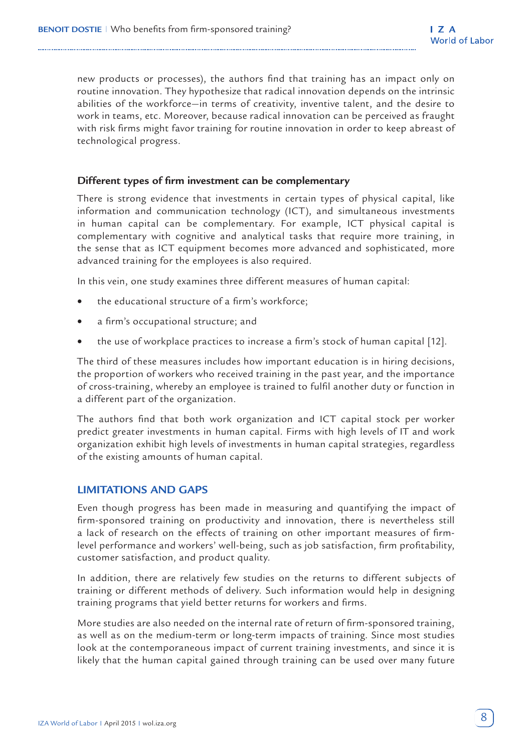new products or processes), the authors find that training has an impact only on routine innovation. They hypothesize that radical innovation depends on the intrinsic abilities of the workforce—in terms of creativity, inventive talent, and the desire to work in teams, etc. Moreover, because radical innovation can be perceived as fraught with risk firms might favor training for routine innovation in order to keep abreast of technological progress.

### Different types of firm investment can be complementary

There is strong evidence that investments in certain types of physical capital, like information and communication technology (ICT), and simultaneous investments in human capital can be complementary. For example, ICT physical capital is complementary with cognitive and analytical tasks that require more training, in the sense that as ICT equipment becomes more advanced and sophisticated, more advanced training for the employees is also required.

In this vein, one study examines three different measures of human capital:

- the educational structure of a firm's workforce;
- a firm's occupational structure; and
- the use of workplace practices to increase a firm's stock of human capital [12].

The third of these measures includes how important education is in hiring decisions, the proportion of workers who received training in the past year, and the importance of cross-training, whereby an employee is trained to fulfil another duty or function in a different part of the organization.

The authors find that both work organization and ICT capital stock per worker predict greater investments in human capital. Firms with high levels of IT and work organization exhibit high levels of investments in human capital strategies, regardless of the existing amounts of human capital.

## LIMITATIONS AND GAPS

Even though progress has been made in measuring and quantifying the impact of firm-sponsored training on productivity and innovation, there is nevertheless still a lack of research on the effects of training on other important measures of firm-level performance and workers' well-being, such as job satisfaction, firm profitability, customer satisfaction, and product quality.

In addition, there are relatively few studies on the returns to different subjects of training or different methods of delivery. Such information would help in designing training programs that yield better returns for workers and firms.

More studies are also needed on the internal rate of return of firm-sponsored training, as well as on the medium-term or long-term impacts of training. Since most studies look at the contemporaneous impact of current training investments, and since it is likely that the human capital gained through training can be used over many future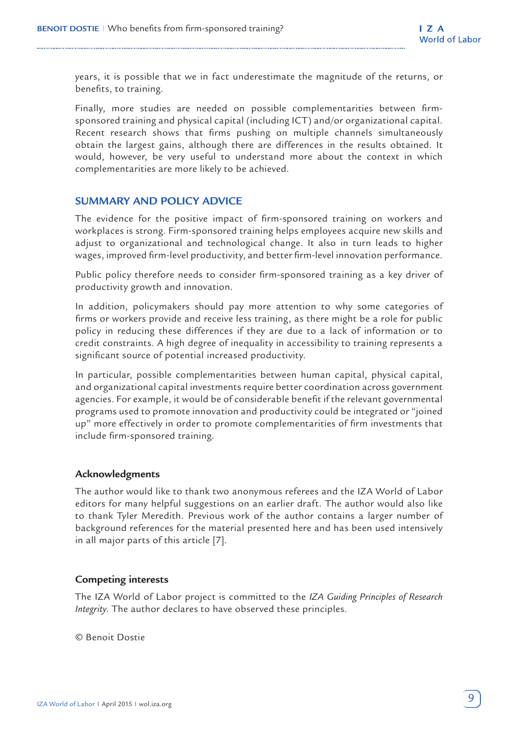years, it is possible that we in fact underestimate the magnitude of the returns, or benefits, to training.

Finally, more studies are needed on possible complementarities between firm-sponsored training and physical capital (including ICT) and/or organizational capital. Recent research shows that firms pushing on multiple channels simultaneously obtain the largest gains, although there are differences in the results obtained. It would, however, be very useful to understand more about the context in which complementarities are more likely to be achieved.

## SUMMARY AND POLICY ADVICE

The evidence for the positive impact of firm-sponsored training on workers and workplaces is strong. Firm-sponsored training helps employees acquire new skills and adjust to organizational and technological change. It also in turn leads to higher wages, improved firm-level productivity, and better firm-level innovation performance.

Public policy therefore needs to consider firm-sponsored training as a key driver of productivity growth and innovation.

In addition, policymakers should pay more attention to why some categories of firms or workers provide and receive less training, as there might be a role for public policy in reducing these differences if they are due to a lack of information or to credit constraints. A high degree of inequality in accessibility to training represents a significant source of potential increased productivity.

In particular, possible complementarities between human capital, physical capital, and organizational capital investments require better coordination across government agencies. For example, it would be of considerable benefit if the relevant governmental programs used to promote innovation and productivity could be integrated or "joined up" more effectively in order to promote complementarities of firm investments that include firm-sponsored training.

### Acknowledgments

The author would like to thank two anonymous referees and the IZA World of Labor editors for many helpful suggestions on an earlier draft. The author would also like to thank Tyler Meredith. Previous work of the author contains a larger number of background references for the material presented here and has been used intensively in all major parts of this article [7].

### Competing interests

The IZA World of Labor project is committed to the *IZA Guiding Principles of Research Integrity*. The author declares to have observed these principles.

© Benoit Dostie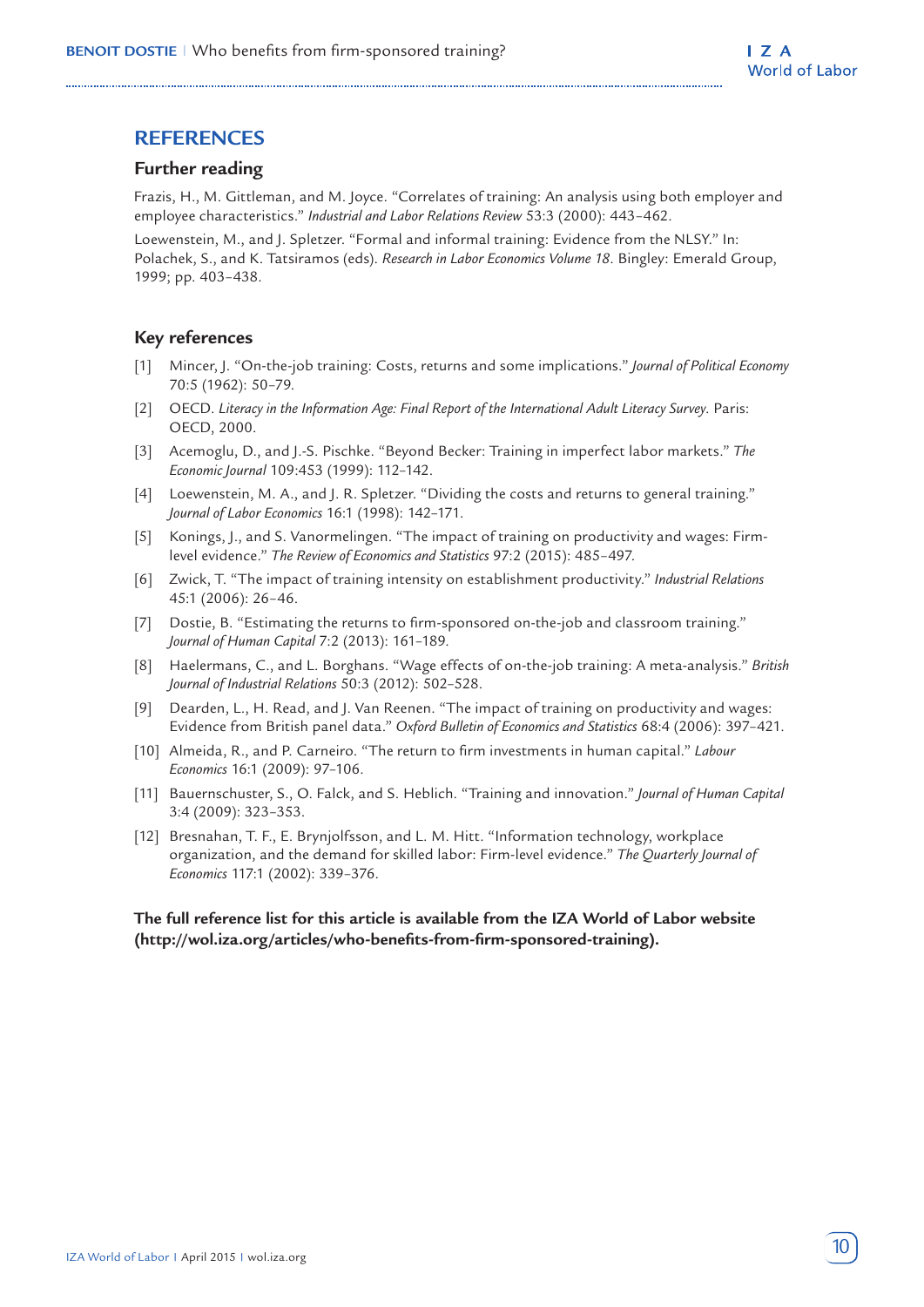## REFERENCES

### Further reading

Frazis, H., M. Gittleman, and M. Joyce. "Correlates of training: An analysis using both employer and employee characteristics." *Industrial and Labor Relations Review* 53:3 (2000): 443–462.

Loewenstein, M., and J. Spletzer. "Formal and informal training: Evidence from the NLSY." In: Polachek, S., and K. Tatsiramos (eds). *Research in Labor Economics Volume 18*. Bingley: Emerald Group, 1999; pp. 403–438.

### Key references

[1] Mincer, J. "On-the-job training: Costs, returns and some implications." *Journal of Political Economy* 70:5 (1962): 50–79.

[2] OECD. *Literacy in the Information Age: Final Report of the International Adult Literacy Survey*. Paris: OECD, 2000.

[3] Acemoglu, D., and J.-S. Pischke. "Beyond Becker: Training in imperfect labor markets." *The Economic Journal* 109:453 (1999): 112–142.

[4] Loewenstein, M. A., and J. R. Spletzer. "Dividing the costs and returns to general training." *Journal of Labor Economics* 16:1 (1998): 142–171.

[5] Konings, J., and S. Vanormelingen. "The impact of training on productivity and wages: Firm-level evidence." *The Review of Economics and Statistics* 97:2 (2015): 485–497.

[6] Zwick, T. "The impact of training intensity on establishment productivity." *Industrial Relations* 45:1 (2006): 26–46.

[7] Dostie, B. "Estimating the returns to firm-sponsored on-the-job and classroom training." *Journal of Human Capital* 7:2 (2013): 161–189.

[8] Haelermans, C., and L. Borghans. "Wage effects of on-the-job training: A meta-analysis." *British Journal of Industrial Relations* 50:3 (2012): 502–528.

[9] Dearden, L., H. Read, and J. Van Reenen. "The impact of training on productivity and wages: Evidence from British panel data." *Oxford Bulletin of Economics and Statistics* 68:4 (2006): 397–421.

[10] Almeida, R., and P. Carneiro. "The return to firm investments in human capital." *Labour Economics* 16:1 (2009): 97–106.

[11] Bauernschuster, S., O. Falck, and S. Heblich. "Training and innovation." *Journal of Human Capital* 3:4 (2009): 323–353.

[12] Bresnahan, T. F., E. Brynjolfsson, and L. M. Hitt. "Information technology, workplace organization, and the demand for skilled labor: Firm-level evidence." *The Quarterly Journal of Economics* 117:1 (2002): 339–376.

**The full reference list for this article is available from the IZA World of Labor website (http://wol.iza.org/articles/who-benefits-from-firm-sponsored-training).**